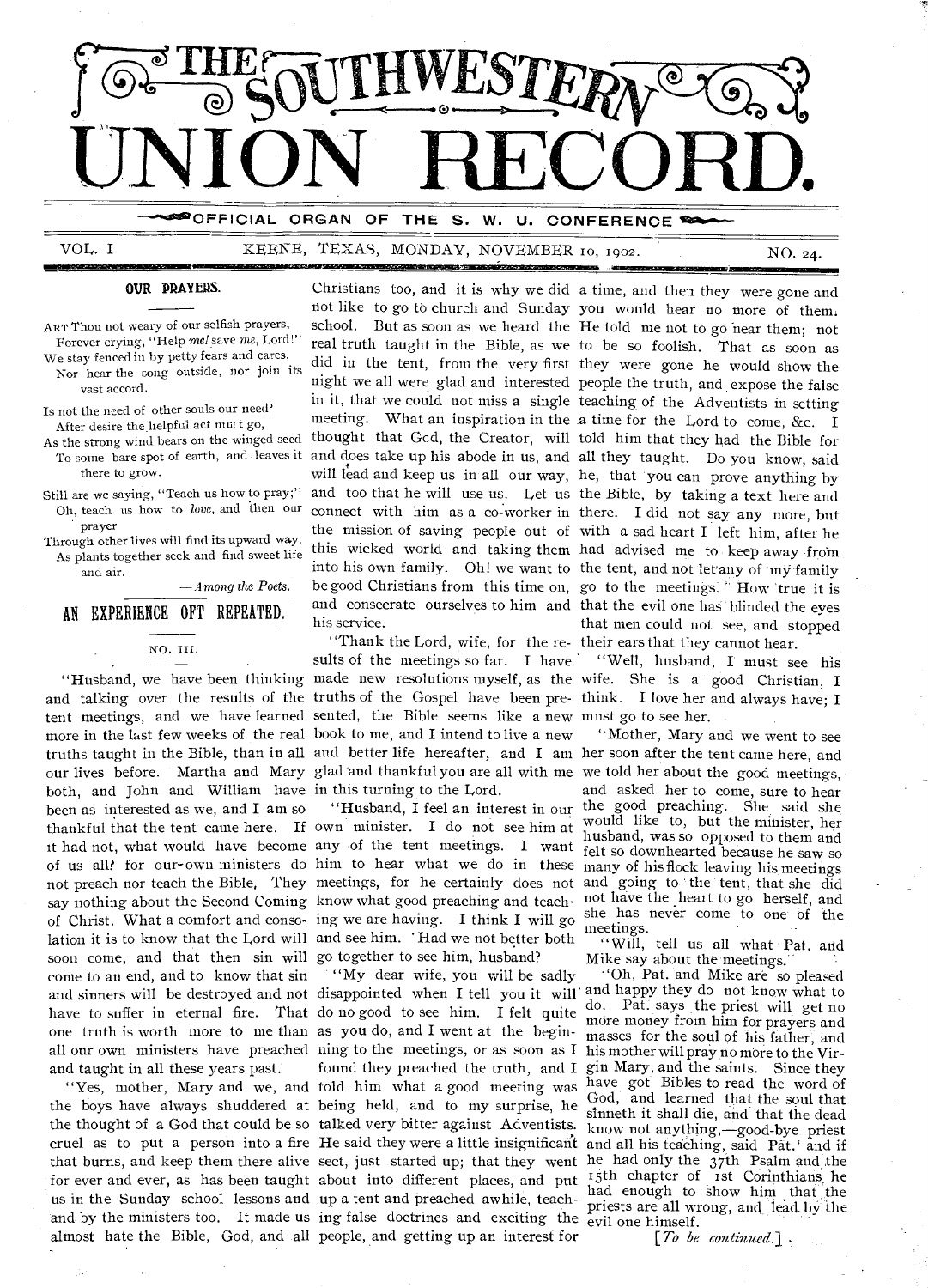# THE SOUTHWESTERN UNION RECORD.

OFFICIAL ORGAN OF THE S. W. U. CONFERENCE

VOL. I KEENE, TEXAS, MONDAY, NOVEMBER 10, 1902. NO. 24.

## OUR PRAYERS.

ART Thou not weary of our selfish prayers,
Forever crying, "Help *me!* save *me*, Lord!"
We stay fenced in by petty fears and cares.
Nor hear the song outside, nor join its vast accord.

Is not the need of other souls our need?
After desire the helpful act must go,
As the strong wind bears on the winged seed
To some bare spot of earth, and leaves it there to grow.

Still are we saying, "Teach us how to pray;"
Oh, teach us how to *love*, and then our prayer
Through other lives will find its upward way,
As plants together seek and find sweet life and air.

—*Among the Poets.*

## AN EXPERIENCE OFT REPEATED.

NO. III.

"Husband, we have been thinking and talking over the results of the tent meetings, and we have learned more in the last few weeks of the real truths taught in the Bible, than in all our lives before. Martha and Mary both, and John and William have been as interested as we, and I am so thankful that the tent came here. If it had not, what would have become of us all? for our-own ministers do not preach nor teach the Bible. They say nothing about the Second Coming of Christ. What a comfort and consolation it is to know that the Lord will soon come, and that then sin will come to an end, and to know that sin and sinners will be destroyed and not have to suffer in eternal fire. That one truth is worth more to me than all our own ministers have preached and taught in all these years past.

"Yes, mother, Mary and we, and the boys have always shuddered at the thought of a God that could be so cruel as to put a person into a fire that burns, and keep them there alive for ever and ever, as has been taught us in the Sunday school lessons and by the ministers too. It made us almost hate the Bible, God, and all Christians too, and it is why we did not like to go to church and Sunday school. But as soon as we heard the real truth taught in the Bible, as we did in the tent, from the very first night we all were glad and interested in it, that we could not miss a single meeting. What an inspiration in the thought that God, the Creator, will and does take up his abode in us, and will lead and keep us in all our way, and too that he will use us. Let us connect with him as a co-worker in the mission of saving people out of this wicked world and taking them into his own family. Oh! we want to be good Christians from this time on, and consecrate ourselves to him and his service.

"Thank the Lord, wife, for the results of the meetings so far. I have made new resolutions myself, as the truths of the Gospel have been presented, the Bible seems like a new book to me, and I intend to live a new and better life hereafter, and I am glad and thankful you are all with me in this turning to the Lord.

"Husband, I feel an interest in our own minister. I do not see him at any of the tent meetings. I want him to hear what we do in these meetings, for he certainly does not know what good preaching and teaching we are having. I think I will go and see him. Had we not better both go together to see him, husband?

"My dear wife, you will be sadly disappointed when I tell you it will do no good to see him. I felt quite as you do, and I went at the beginning to the meetings, or as soon as I found they preached the truth, and I told him what a good meeting was being held, and to my surprise, he talked very bitter against Adventists. He said they were a little insignificant sect, just started up; that they went about into different places, and put up a tent and preached awhile, teaching false doctrines and exciting the people, and getting up an interest for a time, and then they were gone and you would hear no more of them. He told me not to go near them; not to be so foolish. That as soon as they were gone he would show the people the truth, and expose the false teaching of the Adventists in setting a time for the Lord to come, &c. I told him that they had the Bible for all they taught. Do you know, said he, that you can prove anything by the Bible, by taking a text here and there. I did not say any more, but with a sad heart I left him, after he had advised me to keep away from the tent, and not let any of my family go to the meetings. How true it is that the evil one has blinded the eyes that men could not see, and stopped their ears that they cannot hear.

"Well, husband, I must see his wife. She is a good Christian, I think. I love her and always have; I must go to see her.

"Mother, Mary and we went to see her soon after the tent came here, and we told her about the good meetings, and asked her to come, sure to hear the good preaching. She said she would like to, but the minister, her husband, was so opposed to them and felt so downhearted because he saw so many of his flock leaving his meetings and going to the tent, that she did not have the heart to go herself, and she has never come to one of the meetings.

"Will, tell us all what Pat. and Mike say about the meetings."

"Oh, Pat. and Mike are so pleased and happy they do not know what to do. Pat. says the priest will get no more money from him for prayers and masses for the soul of his father, and his mother will pray no more to the Virgin Mary, and the saints. Since they have got Bibles to read the word of God, and learned that the soul that sinneth it shall die, and that the dead know not anything,—good-bye priest and all his teaching, said Pat.' and if he had only the 37th Psalm and the 15th chapter of 1st Corinthians he had enough to show him that the priests are all wrong, and lead by the evil one himself.

[*To be continued.*]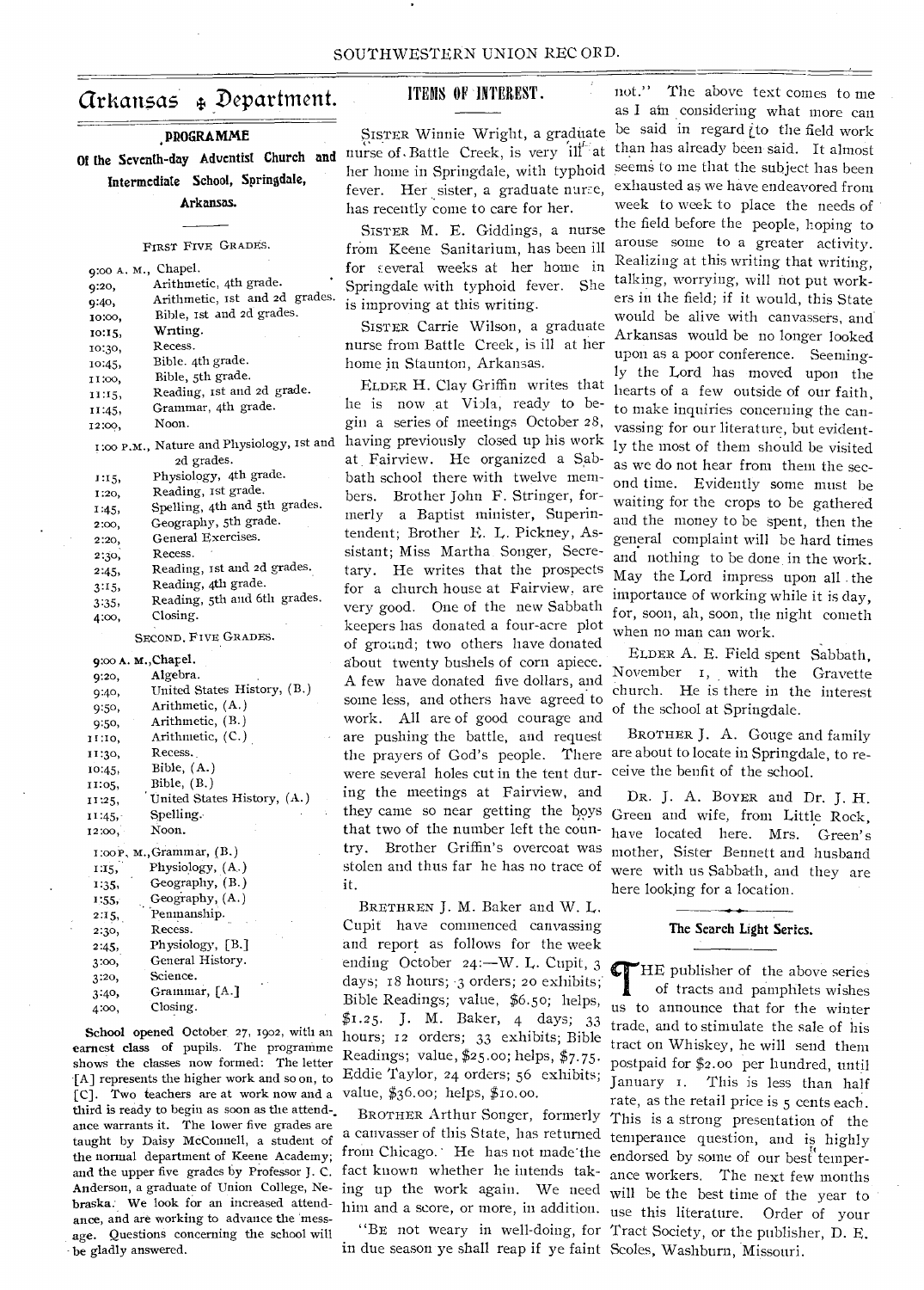# Arkansas Department.

## PROGRAMME

### Of the Seventh-day Adventist Church and Intermediate School, Springdale, Arkansas.

FIRST FIVE GRADES.

| | |
|---|---|
| 9:00 A. M., | Chapel. |
| 9:20, | Arithmetic, 4th grade. |
| 9:40, | Arithmetic, 1st and 2d grades. |
| 10:00, | Bible, 1st and 2d grades. |
| 10:15, | Writing. |
| 10:30, | Recess. |
| 10:45, | Bible. 4th grade. |
| 11:00, | Bible, 5th grade. |
| 11:15, | Reading, 1st and 2d grade. |
| 11:45, | Grammar, 4th grade. |
| 12:00, | Noon. |
| 1:00 P.M., | Nature and Physiology, 1st and 2d grades. |
| 1:15, | Physiology, 4th grade. |
| 1:20, | Reading, 1st grade. |
| 1:45, | Spelling, 4th and 5th grades. |
| 2:00, | Geography, 5th grade. |
| 2:20, | General Exercises. |
| 2:30, | Recess. |
| 2:45, | Reading, 1st and 2d grades. |
| 3:15, | Reading, 4th grade. |
| 3:35, | Reading, 5th and 6th grades. |
| 4:00, | Closing. |

SECOND FIVE GRADES.

| | |
|---|---|
| 9:00 A. M., | Chapel. |
| 9:20, | Algebra. |
| 9:40, | United States History, (B.) |
| 9:50, | Arithmetic, (A.) |
| 9:50, | Arithmetic, (B.) |
| 11:10, | Arithmetic, (C.) |
| 11:30, | Recess. |
| 10:45, | Bible, (A.) |
| 11:05, | Bible, (B.) |
| 11:25, | United States History, (A.) |
| 11:45, | Spelling. |
| 12:00, | Noon. |
| 1:00 P. M., | Grammar, (B.) |
| 1:15, | Physiology, (A.) |
| 1:35, | Geography, (B.) |
| 1:55, | Geography, (A.) |
| 2:15, | Penmanship. |
| 2:30, | Recess. |
| 2:45, | Physiology, [B.] |
| 3:00, | General History. |
| 3:20, | Science. |
| 3:40, | Grammar, [A.] |
| 4:00, | Closing. |

**School** opened October 27, 1902, with an earnest class of pupils. The programme shows the classes now formed: The letter [A] represents the higher work and so on, to [C]. Two teachers are at work now and a third is ready to begin as soon as the attendance warrants it. The lower five grades are taught by Daisy McConnell, a student of the normal department of Keene Academy; and the upper five grades by Professor J. C. Anderson, a graduate of Union College, Nebraska. We look for an increased attendance, and are working to advance the message. Questions concerning the school will be gladly answered.

## ITEMS OF INTEREST.

SISTER Winnie Wright, a graduate nurse of Battle Creek, is very ill at her home in Springdale, with typhoid fever. Her sister, a graduate nurse, has recently come to care for her.

SISTER M. E. Giddings, a nurse from Keene Sanitarium, has been ill for several weeks at her home in Springdale with typhoid fever. She is improving at this writing.

SISTER Carrie Wilson, a graduate nurse from Battle Creek, is ill at her home in Staunton, Arkansas.

ELDER H. Clay Griffin writes that he is now at Viola, ready to begin a series of meetings October 28, having previously closed up his work at Fairview. He organized a Sabbath school there with twelve members. Brother John F. Stringer, formerly a Baptist minister, Superintendent; Brother E. L. Pickney, Assistant; Miss Martha Songer, Secretary. He writes that the prospects for a church house at Fairview, are very good. One of the new Sabbath keepers has donated a four-acre plot of ground; two others have donated about twenty bushels of corn apiece. A few have donated five dollars, and some less, and others have agreed to work. All are of good courage and are pushing the battle, and request the prayers of God's people. There were several holes cut in the tent during the meetings at Fairview, and they came so near getting the boys that two of the number left the country. Brother Griffin's overcoat was stolen and thus far he has no trace of it.

BRETHREN J. M. Baker and W. L. Cupit have commenced canvassing and report as follows for the week ending October 24:—W. L. Cupit, 3 days; 18 hours; 3 orders; 20 exhibits; Bible Readings; value, $6.50; helps, $1.25. J. M. Baker, 4 days; 33 hours; 12 orders; 33 exhibits; Bible Readings; value, $25.00; helps, $7.75. Eddie Taylor, 24 orders; 56 exhibits; value, $36.00; helps, $10.00.

BROTHER Arthur Songer, formerly a canvasser of this State, has returned from Chicago. He has not made the fact known whether he intends taking up the work again. We need him and a score, or more, in addition.

"BE not weary in well-doing, for in due season ye shall reap if ye faint not." The above text comes to me as I am considering what more can be said in regard to the field work than has already been said. It almost seems to me that the subject has been exhausted as we have endeavored from week to week to place the needs of the field before the people, hoping to arouse some to a greater activity. Realizing at this writing that writing, talking, worrying, will not put workers in the field; if it would, this State would be alive with canvassers, and Arkansas would be no longer looked upon as a poor conference. Seemingly the Lord has moved upon the hearts of a few outside of our faith, to make inquiries concerning the canvassing for our literature, but evidently the most of them should be visited as we do not hear from them the second time. Evidently some must be waiting for the crops to be gathered and the money to be spent, then the general complaint will be hard times and nothing to be done in the work. May the Lord impress upon all the importance of working while it is day, for, soon, ah, soon, the night cometh when no man can work.

ELDER A. E. Field spent Sabbath, November 1, with the Gravette church. He is there in the interest of the school at Springdale.

BROTHER J. A. Gouge and family are about to locate in Springdale, to receive the benfit of the school.

DR. J. A. BOYER and Dr. J. H. Green and wife, from Little Rock, have located here. Mrs. Green's mother, Sister Bennett and husband were with us Sabbath, and they are here looking for a location.

## The Search Light Series.

THE publisher of the above series of tracts and pamphlets wishes us to announce that for the winter trade, and to stimulate the sale of his tract on Whiskey, he will send them postpaid for $2.00 per hundred, until January 1. This is less than half rate, as the retail price is 5 cents each. This is a strong presentation of the temperance question, and is highly endorsed by some of our best temperance workers. The next few months will be the best time of the year to use this literature. Order of your Tract Society, or the publisher, D. E. Scoles, Washburn, Missouri.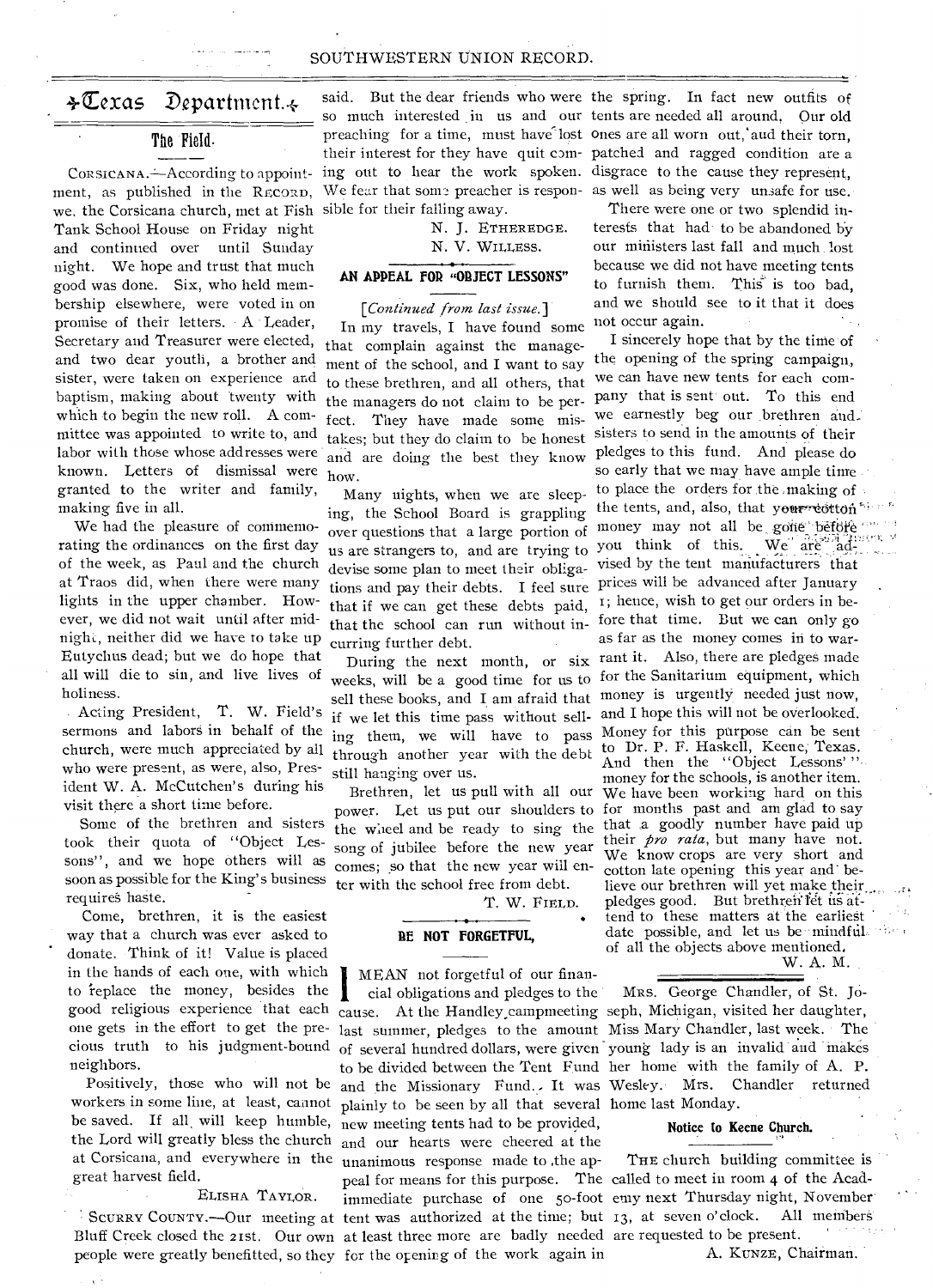## Texas Department.

### The Field.

CORSICANA.—According to appointment, as published in the RECORD, we, the Corsicana church, met at Fish Tank School House on Friday night and continued over until Sunday night. We hope and trust that much good was done. Six, who held membership elsewhere, were voted in on promise of their letters. A Leader, Secretary and Treasurer were elected, and two dear youth, a brother and sister, were taken on experience and baptism, making about twenty with which to begin the new roll. A committee was appointed to write to, and labor with those whose addresses were known. Letters of dismissal were granted to the writer and family, making five in all.

We had the pleasure of commemorating the ordinances on the first day of the week, as Paul and the church at Traos did, when there were many lights in the upper chamber. However, we did not wait until after midnight, neither did we have to take up Eutychus dead; but we do hope that all will die to sin, and live lives of holiness.

Acting President, T. W. Field's sermons and labors in behalf of the church, were much appreciated by all who were present, as were, also, President W. A. McCutchen's during his visit there a short time before.

Some of the brethren and sisters took their quota of "Object Lessons", and we hope others will as soon as possible for the King's business requires haste.

Come, brethren, it is the easiest way that a church was ever asked to donate. Think of it! Value is placed in the hands of each one, with which to replace the money, besides the good religious experience that each one gets in the effort to get the precious truth to his judgment-bound neighbors.

Positively, those who will not be workers in some line, at least, cannot be saved. If all will keep humble, the Lord will greatly bless the church at Corsicana, and everywhere in the great harvest field.

ELISHA TAYLOR.

SCURRY COUNTY.—Our meeting at Bluff Creek closed the 21st. Our own people were greatly benefitted, so they said. But the dear friends who were so much interested in us and our preaching for a time, must have lost their interest for they have quit coming out to hear the work spoken. We fear that some preacher is responsible for their falling away.

N. J. ETHEREDGE.
N. V. WILLESS.

### AN APPEAL FOR "OBJECT LESSONS"

*[Continued from last issue.]*

In my travels, I have found some that complain against the management of the school, and I want to say to these brethren, and all others, that the managers do not claim to be perfect. They have made some mistakes; but they do claim to be honest and are doing the best they know how.

Many nights, when we are sleeping, the School Board is grappling over questions that a large portion of us are strangers to, and are trying to devise some plan to meet their obligations and pay their debts. I feel sure that if we can get these debts paid, that the school can run without incurring further debt.

During the next month, or six weeks, will be a good time for us to sell these books, and I am afraid that if we let this time pass without selling them, we will have to pass through another year with the debt still hanging over us.

Brethren, let us pull with all our power. Let us put our shoulders to the wheel and be ready to sing the song of jubilee before the new year comes; so that the new year will enter with the school free from debt.

T. W. FIELD.

### BE NOT FORGETFUL,

I MEAN not forgetful of our financial obligations and pledges to the cause. At the Handley campmeeting last summer, pledges to the amount of several hundred dollars, were given to be divided between the Tent Fund and the Missionary Fund. It was plainly to be seen by all that several new meeting tents had to be provided, and our hearts were cheered at the unanimous response made to the appeal for means for this purpose. The immediate purchase of one 50-foot tent was authorized at the time; but at least three more are badly needed for the opening of the work again in the spring. In fact new outfits of tents are needed all around. Our old ones are all worn out, and their torn, patched and ragged condition are a disgrace to the cause they represent, as well as being very unsafe for use.

There were one or two splendid interests that had to be abandoned by our ministers last fall and much lost because we did not have meeting tents to furnish them. This is too bad, and we should see to it that it does not occur again.

I sincerely hope that by the time of the opening of the spring campaign, we can have new tents for each company that is sent out. To this end we earnestly beg our brethren and sisters to send in the amounts of their pledges to this fund. And please do so early that we may have ample time to place the orders for the making of the tents, and, also, that your cotton money may not all be gone before you think of this. We are advised by the tent manufacturers that prices will be advanced after January 1; hence, wish to get our orders in before that time. But we can only go as far as the money comes in to warrant it. Also, there are pledges made for the Sanitarium equipment, which money is urgently needed just now, and I hope this will not be overlooked. Money for this purpose can be sent to Dr. P. F. Haskell, Keene, Texas. And then the "Object Lessons" money for the schools, is another item. We have been working hard on this for months past and am glad to say that a goodly number have paid up their *pro rata*, but many have not. We know crops are very short and cotton late opening this year and believe our brethren will yet make their pledges good. But brethren let us attend to these matters at the earliest date possible, and let us be mindful of all the objects above mentioned.

W. A. M.

MRS. George Chandler, of St. Joseph, Michigan, visited her daughter, Miss Mary Chandler, last week. The young lady is an invalid and makes her home with the family of A. P. Wesley. Mrs. Chandler returned home last Monday.

#### Notice to Keene Church.

THE church building committee is called to meet in room 4 of the Academy next Thursday night, November 13, at seven o'clock. All members are requested to be present.

A. KUNZE, Chairman.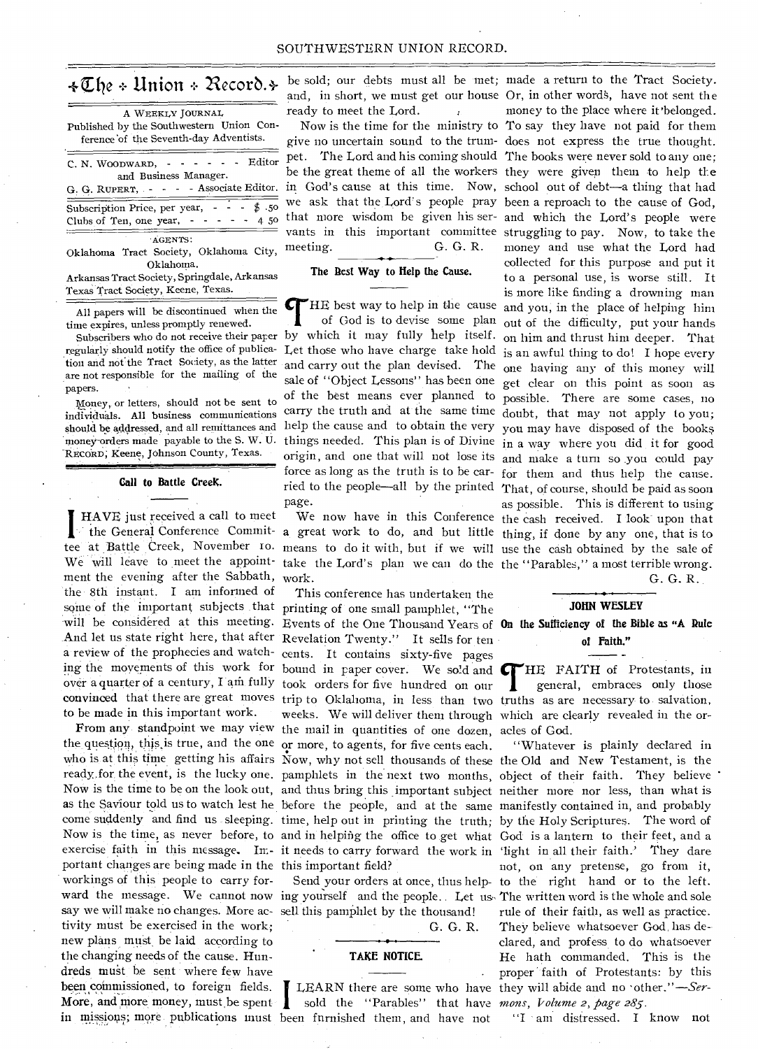# The Union Record.

A WEEKLY JOURNAL
Published by the Southwestern Union Conference of the Seventh-day Adventists.

C. N. WOODWARD, - - - - - - Editor and Business Manager.
G. G. RUPERT, - - - - - Associate Editor.

Subscription Price, per year, - - - - $ .50
Clubs of Ten, one year, - - - - - 4 50

AGENTS:
Oklahoma Tract Society, Oklahoma City, Oklahoma.
Arkansas Tract Society, Springdale, Arkansas
Texas Tract Society, Keene, Texas.

All papers will be discontinued when the time expires, unless promptly renewed.

Subscribers who do not receive their paper regularly should notify the office of publication and not the Tract Society, as the latter are not responsible for the mailing of the papers.

Money, or letters, should not be sent to individuals. All business communications should be addressed, and all remittances and money-orders made payable to the S. W. U. RECORD, Keene, Johnson County, Texas.

## Call to Battle Creek.

I HAVE just received a call to meet the General Conference Committee at Battle Creek, November 10. We will leave to meet the appointment the evening after the Sabbath, the 8th instant. I am informed of some of the important subjects that will be considered at this meeting. And let us state right here, that after a review of the prophecies and watching the movements of this work for over a quarter of a century, I am fully convinced that there are great moves to be made in this important work.

From any standpoint we may view the question, this is true, and the one who is at this time getting his affairs ready for the event, is the lucky one. Now is the time to be on the look out, as the Saviour told us to watch lest he come suddenly and find us sleeping. Now is the time, as never before, to exercise faith in this message. Important changes are being made in the workings of this people to carry forward the message. We cannot now say we will make no changes. More activity must be exercised in the work; new plans must be laid according to the changing needs of the cause. Hundreds must be sent where few have been commissioned, to foreign fields. More, and more money, must be spent in missions; more publications must be sold; our debts must all be met; and, in short, we must get our house ready to meet the Lord.

Now is the time for the ministry to give no uncertain sound to the trumpet. The Lord and his coming should be the great theme of all the workers in God's cause at this time. Now, we ask that the Lord's people pray that more wisdom be given his servants in this important committee meeting.

G. G. R.

## The Best Way to Help the Cause.

THE best way to help in the cause of God is to devise some plan by which it may fully help itself. Let those who have charge take hold and carry out the plan devised. The sale of "Object Lessons" has been one of the best means ever planned to carry the truth and at the same time help the cause and to obtain the very things needed. This plan is of Divine origin, and one that will not lose its force as long as the truth is to be carried to the people—all by the printed page.

We now have in this Conference a great work to do, and but little means to do it with, but if we will take the Lord's plan we can do the work.

This conference has undertaken the printing of one small pamphlet, "The Events of the One Thousand Years of Revelation Twenty." It sells for ten cents. It contains sixty-five pages bound in paper cover. We sold and took orders for five hundred on our trip to Oklahoma, in less than two weeks. We will deliver them through the mail in quantities of one dozen, or more, to agents, for five cents each. Now, why not sell thousands of these pamphlets in the next two months, and thus bring this important subject before the people, and at the same time, help out in printing the truth; and in helping the office to get what it needs to carry forward the work in this important field?

Send your orders at once, thus helping yourself and the people. Let us sell this pamphlet by the thousand!

G. G. R.

## TAKE NOTICE.

I LEARN there are some who have sold the "Parables" that have been furnished them, and have not made a return to the Tract Society. Or, in other words, have not sent the money to the place where it belonged. To say they have not paid for them does not express the true thought. The books were never sold to any one; they were given them to help the school out of debt—a thing that had been a reproach to the cause of God, and which the Lord's people were struggling to pay. Now, to take the money and use what the Lord had collected for this purpose and put it to a personal use, is worse still. It is more like finding a drowning man and you, in the place of helping him out of the difficulty, put your hands on him and thrust him deeper. That is an awful thing to do! I hope every one having any of this money will get clear on this point as soon as possible. There are some cases, no doubt, that may not apply to you; you may have disposed of the books in a way where you did it for good and make a turn so you could pay for them and thus help the cause. That, of course, should be paid as soon as possible. This is different to using the cash received. I look upon that thing, if done by any one, that is to use the cash obtained by the sale of the "Parables," a most terrible wrong.

G. G. R.

## JOHN WESLEY

### On the Sufficiency of the Bible as "A Rule of Faith."

THE FAITH of Protestants, in general, embraces only those truths as are necessary to salvation, which are clearly revealed in the oracles of God.

"Whatever is plainly declared in the Old and New Testament, is the object of their faith. They believe neither more nor less, than what is manifestly contained in, and probably by the Holy Scriptures. The word of God is a lantern to their feet, and a 'light in all their faith.' They dare not, on any pretense, go from it, to the right hand or to the left. The written word is the whole and sole rule of their faith, as well as practice. They believe whatsoever God has declared, and profess to do whatsoever He hath commanded. This is the proper faith of Protestants: by this they will abide and no other."—*Sermons, Volume 2, page 285.*

"I am distressed. I know not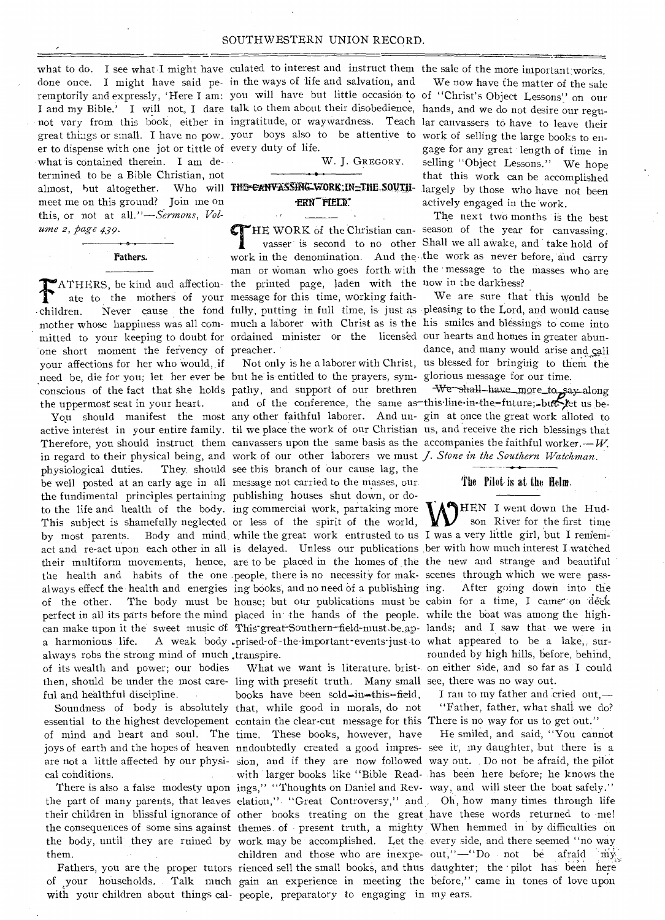what to do. I see what I might have done once. I might have said peremptorily and expressly, 'Here I am: I and my Bible.' I will not, I dare not vary from this book, either in great things or small. I have no power to dispense with one jot or tittle of what is contained therein. I am determined to be a Bible Christian, not almost, but altogether. Who will meet me on this ground? Join me on this, or not at all."—*Sermons, Volume 2, page 439.*

### Fathers.

FATHERS, be kind and affectionate to the mothers of your children. Never cause the fond mother whose happiness was all committed to your keeping to doubt for one short moment the fervency of your affections for her who would, if need be, die for you; let her ever be conscious of the fact that she holds the uppermost seat in your heart.

You should manifest the most active interest in your entire family. Therefore, you should instruct them in regard to their physical being, and physiological duties. They should be well posted at an early age in all the fundimental principles pertaining to the life and health of the body. This subject is shamefully neglected by most parents. Body and mind act and re-act upon each other in all their multiform movements, hence, the health and habits of the one always effect the health and energies of the other. The body must be perfect in all its parts before the mind can make upon it the sweet music of a harmonious life. A weak body always robs the strong mind of much of its wealth and power; our bodies then, should be under the most careful and healthful discipline.

Soundness of body is absolutely essential to the highest developement of mind and heart and soul. The joys of earth and the hopes of heaven are not a little affected by our physical conditions.

There is also a false modesty upon the part of many parents, that leaves their children in blissful ignorance of the consequences of some sins against the body, until they are ruined by them.

Fathers, you are the proper tutors of your households. Talk much with your children about things calculated to interest and instruct them in the ways of life and salvation, and you will have but little occasion to talk to them about their disobedience, ingratitude, or waywardness. Teach your boys also to be attentive to every duty of life.

W. J. GREGORY.

### The Canvassing Work in the Southern Field.

THE WORK of the Christian canvasser is second to no other work in the denomination. And the man or woman who goes forth with the printed page, laden with the message for this time, working faithfully, putting in full time, is just as much a laborer with Christ as is the ordained minister or the licensed preacher.

Not only is he a laborer with Christ, but he is entitled to the prayers, sympathy, and support of our brethren and of the conference, the same as any other faithful laborer. And until we place the work of our Christian canvassers upon the same basis as the work of our other laborers we must see this branch of our cause lag, the message not carried to the masses, our publishing houses shut down, or doing commercial work, partaking more or less of the spirit of the world, while the great work entrusted to us is delayed. Unless our publications are to be placed in the homes of the people, there is no necessity for making books, and no need of a publishing house; but our publications must be placed in the hands of the people. This great Southern field must be apprised of the important events just to transpire.

What we want is literature bristling with present truth. Many small books have been sold in this field, that, while good in morals, do not contain the clear-cut message for this time. These books, however, have undoubtedly created a good impression, and if they are now followed with larger books like "Bible Readings," "Thoughts on Daniel and Revelation," "Great Controversy," and other books treating on the great themes of present truth, a mighty work may be accomplished. Let the children and those who are inexperienced sell the small books, and thus gain an experience in meeting the people, preparatory to engaging in the sale of the more important works.

We now have the matter of the sale of "Christ's Object Lessons" on our hands, and we do not desire our regular canvassers to have to leave their work of selling the large books to engage for any great length of time in selling "Object Lessons." We hope that this work can be accomplished largely by those who have not been actively engaged in the work.

The next two months is the best season of the year for canvassing. Shall we all awake, and take hold of the work as never before, and carry the message to the masses who are now in the darkness?

We are sure that this would be pleasing to the Lord, and would cause his smiles and blessings to come into our hearts and homes in greater abundance, and many would arise and call us blessed for bringing to them the glorious message for our time.

We shall have more to say along this line in the future; but let us begin at once the great work alloted to us, and receive the rich blessings that accompanies the faithful worker.—*W. J. Stone in the Southern Watchman.*

### The Pilot is at the Helm.

WHEN I went down the Hudson River for the first time I was a very little girl, but I remember with how much interest I watched the new and strange and beautiful scenes through which we were passing. After going down into the cabin for a time, I came on deck while the boat was among the highlands; and I saw that we were in what appeared to be a lake, surrounded by high hills, before, behind, on either side, and so far as I could see, there was no way out.

I ran to my father and cried out,—

"Father, father, what shall we do? There is no way for us to get out."

He smiled, and said, "You cannot see it, my daughter, but there is a way out. Do not be afraid, the pilot has been here before; he knows the way, and will steer the boat safely."

Oh, how many times through life have these words returned to me! When hemmed in by difficulties on every side, and there seemed "no way out,"—"Do not be afraid my daughter; the pilot has been here before," came in tones of love upon my ears.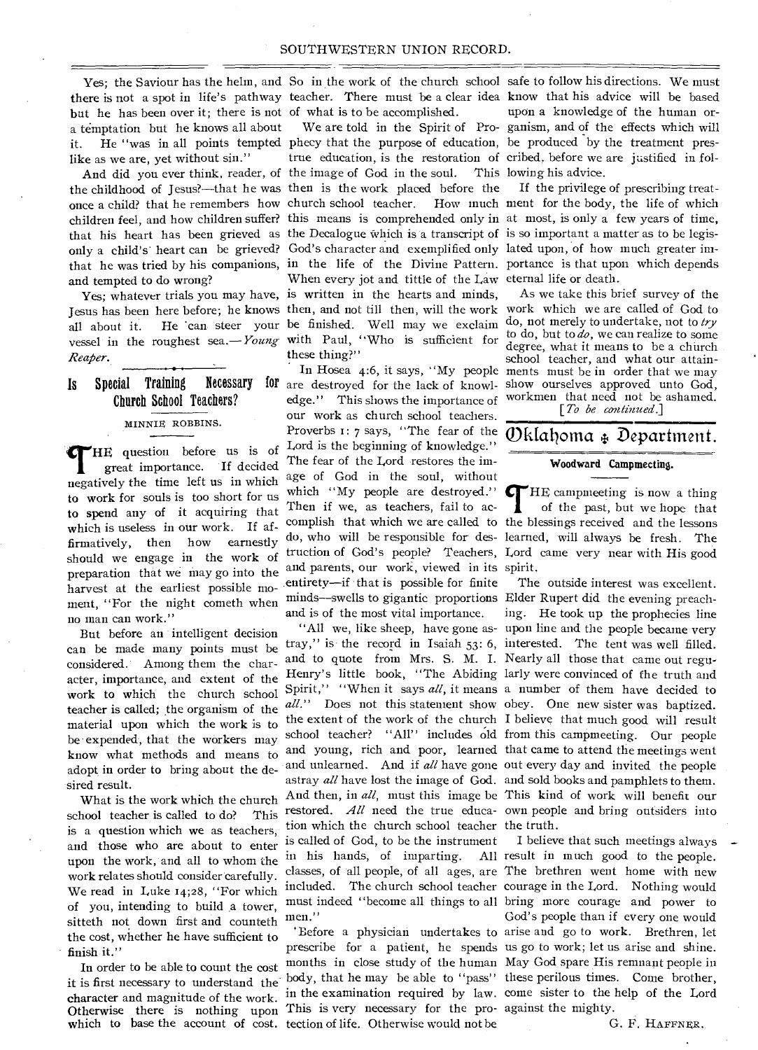Yes; the Saviour has the helm, and there is not a spot in life's pathway but he has been over it; there is not a temptation but he knows all about it. He "was in all points tempted like as we are, yet without sin."

And did you ever think, reader, of the childhood of Jesus?—that he was once a child? that he remembers how children feel, and how children suffer? that his heart has been grieved as only a child's heart can be grieved? that he was tried by his companions, and tempted to do wrong?

Yes; whatever trials you may have, Jesus has been here before; he knows all about it. He can steer your vessel in the roughest sea.—*Young Reaper*.

## Is Special Training Necessary for Church School Teachers?

MINNIE ROBBINS.

THE question before us is of great importance. If decided negatively the time left us in which to work for souls is too short for us to spend any of it acquiring that which is useless in our work. If affirmatively, then how earnestly should we engage in the work of preparation that we may go into the harvest at the earliest possible moment, "For the night cometh when no man can work."

But before an intelligent decision can be made many points must be considered. Among them the character, importance, and extent of the work to which the church school teacher is called; the organism of the material upon which the work is to be expended, that the workers may know what methods and means to adopt in order to bring about the desired result.

What is the work which the church school teacher is called to do? This is a question which we as teachers, and those who are about to enter upon the work, and all to whom the work relates should consider carefully. We read in Luke 14;28, "For which of you, intending to build a tower, sitteth not down first and counteth the cost, whether he have sufficient to finish it."

In order to be able to count the cost it is first necessary to understand the character and magnitude of the work. Otherwise there is nothing upon which to base the account of cost. So in the work of the church school teacher. There must be a clear idea of what is to be accomplished.

We are told in the Spirit of Prophecy that the purpose of education, true education, is the restoration of the image of God in the soul. This then is the work placed before the church school teacher. How much this means is comprehended only in the Decalogue which is a transcript of God's character and exemplified only in the life of the Divine Pattern. When every jot and tittle of the Law is written in the hearts and minds, then, and not till then, will the work be finished. Well may we exclaim with Paul, "Who is sufficient for these thing?"

In Hosea 4:6, it says, "My people are destroyed for the lack of knowledge." This shows the importance of our work as church school teachers. Proverbs 1: 7 says, "The fear of the Lord is the beginning of knowledge." The fear of the Lord restores the image of God in the soul, without which "My people are destroyed." Then if we, as teachers, fail to accomplish that which we are called to do, who will be responsible for destruction of God's people? Teachers, and parents, our work, viewed in its entirety—if that is possible for finite minds—swells to gigantic proportions and is of the most vital importance.

"All we, like sheep, have gone astray," is the record in Isaiah 53: 6, and to quote from Mrs. S. M. I. Henry's little book, "The Abiding Spirit," "When it says *all*, it means *all*." Does not this statement show the extent of the work of the church school teacher? "All" includes old and young, rich and poor, learned and unlearned. And if *all* have gone astray *all* have lost the image of God. And then, in *all*, must this image be restored. *All* need the true education which the church school teacher is called of God, to be the instrument in his hands, of imparting. All classes, of all people, of all ages, are included. The church school teacher must indeed "become all things to all men."

Before a physician undertakes to prescribe for a patient, he spends months in close study of the human body, that he may be able to "pass" in the examination required by law. This is very necessary for the protection of life. Otherwise would not be safe to follow his directions. We must know that his advice will be based upon a knowledge of the human organism, and of the effects which will be produced by the treatment prescribed, before we are justified in following his advice.

If the privilege of prescribing treatment for the body, the life of which at most, is only a few years of time, is so important a matter as to be legislated upon, of how much greater importance is that upon which depends eternal life or death.

As we take this brief survey of the work which we are called of God to do, not merely to undertake, not to *try* to do, but to *do*, we can realize to some degree, what it means to be a church school teacher, and what our attainments must be in order that we may show ourselves approved unto God, workmen that need not be ashamed.

[*To be continued*.]

# Oklahoma Department.

## Woodward Campmeeting.

THE campmeeting is now a thing of the past, but we hope that the blessings received and the lessons learned, will always be fresh. The Lord came very near with His good spirit.

The outside interest was excellent. Elder Rupert did the evening preaching. He took up the prophecies line upon line and the people became very interested. The tent was well filled. Nearly all those that came out regularly were convinced of the truth and a number of them have decided to obey. One new sister was baptized. I believe that much good will result from this campmeeting. Our people that came to attend the meetings went out every day and invited the people and sold books and pamphlets to them. This kind of work will benefit our own people and bring outsiders into the truth.

I believe that such meetings always result in much good to the people. The brethren went home with new courage in the Lord. Nothing would bring more courage and power to God's people than if every one would arise and go to work. Brethren, let us go to work; let us arise and shine. May God spare His remnant people in these perilous times. Come brother, come sister to the help of the Lord against the mighty.

G. F. HAFFNER.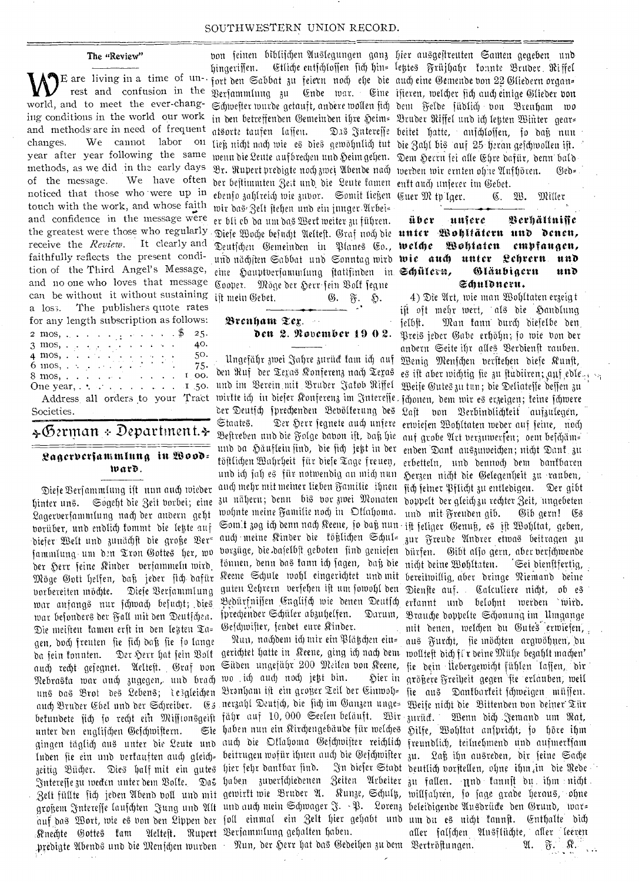## The "Review"

We are living in a time of unrest and confusion in the world, and to meet the ever-changing conditions in the world our work and methods are in need of frequent changes. We cannot labor on year after year following the same methods, as we did in the early days of the message. We have often noticed that those who were up in touch with the work, and whose faith and confidence in the message were the greatest were those who regularly receive the *Review*. It clearly and faithfully reflects the present condition of the Third Angel's Message, and no one who loves that message can be without it without sustaining a loss. The publishers quote rates for any length subscription as follows:

| | |
|---|---|
| 2 mos, | $ 25. |
| 3 mos, | 40. |
| 4 mos, | 50. |
| 6 mos, | 75. |
| 8 mos, | 1 00. |
| One year, | 1 50. |

Address all orders to your Tract Societies.

# German Department.

## Lagerversammlung in Woodward.

Diese Versammlung ist nun auch wieder hinter uns. So geht die Zeit vorbei; eine Lagerversammlung nach der andern geht vorüber, und endlich kommt die letzte auf dieser Welt und zunächst die große Versammlung um den Tron Gottes her, wo der Herr seine Kinder versammeln wird. Möge Gott helfen, daß jeder sich dafür vorbereiten möchte. Diese Versammlung war anfangs nur schwach besucht; dies war besonders der Fall mit den Deutschen. Die meisten kamen erst in den letzten Tagen, doch freuten sie sich daß sie so lange da sein konnten. Der Herr hat sein Volk auch recht gesegnet. Aeltest. Graf von Nebraska war auch zugegen, und brach uns das Brot des Lebens; desgleichen auch Bruder Ebel und der Schreiber. Es bekundete sich so recht ein Missionsgeist unter den englischen Geschwistern. Sie gingen täglich aus unter die Leute und luden sie ein und verkauften auch gleichzeitig Bücher. Dies half mit ein gutes Interesse zu wecken unter dem Volke. Das Zelt füllte sich jeden Abend voll und mit großem Interesse lauschten Jung und Alt auf das Wort, wie es von den Lippen der Knechte Gottes kam. Aeltest. Rupert predigte Abends und die Menschen wurden von seinen biblischen Auslegungen ganz hingerissen. Etliche entschlossen sich hinfort den Sabbat zu feiern noch ehe die Versammlung zu Ende war. Eine Schwester wurde getauft, andere wollen sich in den betreffenden Gemeinden ihrer Heimatsorte taufen lassen. Das Interesse ließ nicht nach wie es dies gewöhnlich tut wenn die Leute aufbrechen und Heim gehen. Br. Rupert predigte noch zwei Abende nach der bestimmten Zeit und die Leute kamen ebenso zahlreich wie zuvor. Somit ließen wir das Zelt stehen und ein junger Arbeiter blieb da um das Werk weiter zu führen. Diese Woche besucht Aeltest. Graf noch die Deutschen Gemeinden in Planes Co., und nächsten Sabbat und Sonntag wird eine Hauptversammlung stattfinden in Cooper. Möge der Herr sein Volk segne ist mein Gebet.

G. F. H.

## Brenham Tex.
### Den 2. November 1902.

Ungefähr zwei Jahre zurück kam ich auf den Ruf der Texas Konferenz nach Texas und im Verein mit Bruder Jakob Riffel wirkte ich in dieser Konferenz im Interesse der Deutsch sprechenden Bevölkerung des Staates. Der Herr segnete auch unsere Bestreben und die Folge davon ist, daß hie und da Häuflein sind, die sich jetzt in der köstlichen Wahrheit für diese Tage freuen, und ich sah es für notwendig an mich nun auch mehr mit meiner lieben Familie ihnen zu nähern; denn bis vor zwei Monaten wohnte meine Familie noch in Oklahoma. Somit zog ich denn nach Keene, so daß nun auch meine Kinder die köstlichen Schulvorzüge, die daselbst geboten sind genießen können, denn das kann ich sagen, daß die Keene Schule wohl eingerichtet und mit guten Lehrern versehen ist um sowohl den Bedürfnissen Englisch wie denen Deutsch sprechender Schüler abzuhelfen. Darum, Geschwister, sendet eure Kinder.

Nun, nachdem ich mir ein Plätzchen eingerichtet hatte in Keene, ging ich nach dem Süden ungefähr 200 Meilen von Keene, wo ich auch noch jetzt bin. Hier in Branham ist ein großer Teil der Einwohnerzahl Deutsch, die sich im Ganzen ungefähr auf 10,000 Seelen beläuft. Wir haben nun ein Kirchengebäude für welches auch die Oklahoma Geschwister reichlich beitrugen wofür ihnen auch die Geschwister hier sehr dankbar sind. In dieser Stadt haben zu verschiedenen Zeiten Arbeiter gewirkt wie Bruder A. Kunze, Schulz, und auch mein Schwager J. P. Lorenz soll einmal ein Zelt hier gehabt und Versammlung gehalten haben.

Nun, der Herr hat das Gedeihen zu dem hier ausgestreuten Samen gegeben und letztes Frühjahr konnte Bruder Riffel auch eine Gemeinde von 22 Gliedern organisieren, welcher sich auch einige Glieder von dem Felde südlich von Brenham wo Bruder Riffel und ich letzten Winter gearbeitet hatte, anschlossen, so daß nun die Zahl bis auf 25 heran geschwollen ist. Dem Herrn sei alle Ehre dafür, denn bald werden wir ernten ohne Aufhören. Gedenkt auch unserer im Gebet.

Euer Mitpilger. C. W. Miller

## Über unsere Verhältnisse unter Wohltätern und denen, welche Wohltaten empfangen, wie auch unter Lehrern und Schülern, Gläubigern und Schuldnern.

4) Die Art, wie man Wohltaten erzeigt ist oft mehr wert, als die Handlung selbst. Man kann durch dieselbe den Preis jeder Gabe erhöhn; so wie von der andern Seite ihr alles Verdienst rauben. Wenig Menschen verstehen diese Kunst, es ist aber wichtig sie zu studiren; auf edle Weise Gutes zu tun; die Delicatesse dessen zu schonen, dem wir es erzeigen; keine schwere Last von Verbindlichkeit aufzulegen, erwiesen Wohltaten weder auf feine, noch auf grobe Art vorzuwerfen; dem beschämenden Dank auszuweichen; nicht Dank zu erbetteln, und dennoch dem dankbaren Herzen nicht die Gelegenheit zu rauben, sich seiner Pflicht zu entledigen. Der gibt doppelt der gleich zu rechter Zeit, ungebeten und mit Freuden gib. Gib gern! Es ist seliger Genuß, es ist Wohltat, geben, zur Freude Andrer etwas beitragen zu dürfen. Gibt also gern, aber verschwende nicht deine Wohltaten. Sei dienstfertig, bereitwillig, aber bringe Niemand deine Dienste auf. Calculiere nicht, ob es erkannt und belohnt werden wird. Brauche doppelte Schonung im Umgange mit denen, welchen du Gutes erwiesen, aus Furcht, sie möchten argwöhnen, du wolltest dich für deine Mühe bezahlt machen' sie dein Uebergewicht fühlen lassen, dir größere Freiheit gegen sie erlauben, weil sie aus Dankbarkeit schweigen müssen. Weise nicht die Bittenden von deiner Tür zurück. Wenn dich Jemand um Rat, Hilfe, Wohltat anspricht; so höre ihm freundlich, teilnehmend und aufmerksam zu. Laß ihn ausreden, dir seine Sache deutlich vorstellen, ohne ihm in die Rede zu fallen. Und kannst du ihm nicht willfahren, so sage grade heraus, ohne beleidigende Ausdrücke den Grund, warum du es nicht kannst. Enthalte dich aller falschen Ausflüchte, aller leeren Vertröstungen.

A. F. K.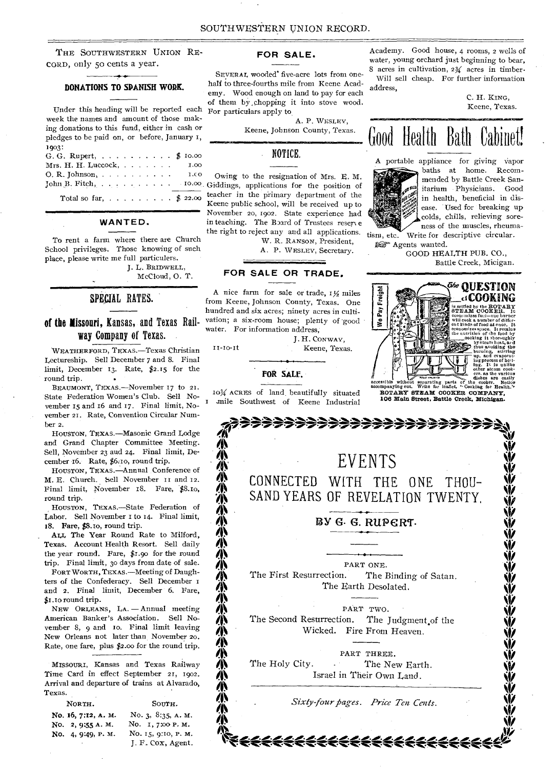THE SOUTHWESTERN UNION RECORD, only 50 cents a year.

## DONATIONS TO SPANISH WORK.

Under this heading will be reported each week the names and amount of those making donations to this fund, either in cash or pledges to be paid on, or before, January 1, 1903:

| | |
|---|---|
| G. G. Rupert, | $ 10.00 |
| Mrs. H. H. Luccock, | 1.00 |
| O. R. Johnson, | 1.00 |
| John B. Fitch, | 10.00 |
| Total so far, | $ 22.00 |

## WANTED.

To rent a farm where there are Church School privileges. Those knowing of such place, please write me full particulers.

J. L. BRIDWELL,
McCloud, O. T.

## SPECIAL RATES.

### of the Missouri, Kansas, and Texas Railway Company of Texas.

WEATHERFORD, TEXAS.—Texas Christian Lectureship. Sell December 7 and 8. Final limit, December 13. Rate, $2.15 for the round trip.

BEAUMONT, TEXAS.—November 17 to 21. State Federation Women's Club. Sell November 15 and 16 and 17. Final limit, November 21. Rate, Convention Circular Number 2.

HOUSTON, TEXAS.—Masonic Grand Lodge and Grand Chapter Committee Meeting. Sell, November 23 and 24. Final limit, December 16. Rate, $6.10, round trip.

HOUSTON, TEXAS.—Annual Conference of M. E. Church. Sell November 11 and 12. Final limit, November 18. Fare, $8.10, round trip.

HOUSTON, TEXAS.—State Federation of Labor. Sell November 1 to 14. Final limit, 18. Fare, $8.10, round trip.

ALL The Year Round Rate to Milford, Texas. Account Health Resort. Sell daily the year round. Fare, $1.90 for the round trip. Final limit, 30 days from date of sale.

FORT WORTH, TEXAS.—Meeting of Daughters of the Confederacy. Sell December 1 and 2. Final limit, December 6. Fare, $1.10 round trip.

NEW ORLEANS, LA. — Annual meeting American Banker's Association. Sell November 8, 9 and 10. Final limit leaving New Orleans not later than November 20. Rate, one fare, plus $2.00 for the round trip.

MISSOURI, Kansas and Texas Railway Time Card in effect September 21, 1902. Arrival and departure of trains at Alvarado, Texas.

| NORTH. | SOUTH. |
|---|---|
| No. 16, 7:12, A. M. | No. 3, 8:35, A. M. |
| No. 2, 9:55 A. M. | No. 1, 7:00 P. M. |
| No. 4, 9:49, P. M. | No. 15, 9:10, P. M. |

J. F. COX, Agent.

## FOR SALE.

SEVERAL wooded five-acre lots from one-half to three-fourths mile from Keene Academy. Wood enough on land to pay for each of them by chopping it into stove wood. For particulars apply to

A. P. WESLEY,
Keene, Johnson County, Texas.

## NOTICE.

Owing to the resignation of Mrs. E. M. Giddings, applications for the position of teacher in the primary department of the Keene public school, will be received up to November 20, 1902. State experience had in teaching. The Board of Trustees reserve the right to reject any and all applications.

W. R. RANSON, President,
A. P. WESLEY, Secretary.

## FOR SALE OR TRADE.

A nice farm for sale or trade, 1½ miles from Keene, Johnson County, Texas. One hundred and six acres; ninety acres in cultivation; a six-room house; plenty of good water. For information address,

J. H. CONWAY,
11-10-1t Keene, Texas.

## FOR SALE.

10¾ ACRES of land beautifully situated 1 mile Southwest of Keene Industrial Academy. Good house, 4 rooms, 2 wells of water, young orchard just beginning to bear, 8 acres in cultivation, 2¾ acres in timber. Will sell cheap. For further information address,

C. H. KING,
Keene, Texas.

## Good Health Bath Cabinet!

A portable appliance for giving vapor baths at home. Recommended by Battle Creek Sanitarium Physicians. Good in health, beneficial in disease. Used for breaking up colds, chills, relieving soreness of the muscles, rheumatism, etc. Write for descriptive circular.

Agents wanted.

GOOD HEALTH PUB. CO.,
Battle Creek, Mickigan.

## The QUESTION of COOKING

We Pay Freight

is settled by the ROTARY STEAM COOKER. It economizes fuel—one burner will cook a number of different kinds of food at once. It economizes space. It retains the nutrition of the food by cooking it thoroughly by steam heat, and thus avoiding the burning, stirring up, and evaporating process of boiling. It is unlike other steam cookers, as the various dishes are easily accessible without separating parts of the cooker. Notice accompanying cut. Write for leaflet, "Cooking for Health."

ROTARY STEAM COOKER COMPANY,
106 Main Street, Battle Creek, Michigan.

# EVENTS

## CONNECTED WITH THE ONE THOUSAND YEARS OF REVELATION TWENTY.

### BY G. G. RUPERT.

PART ONE.

The First Resurrection. The Binding of Satan. The Earth Desolated.

PART TWO.

The Second Resurrection. The Judgment of the Wicked. Fire From Heaven.

PART THREE.

The Holy City. The New Earth. Israel in Their Own Land.

*Sixty-four pages. Price Ten Cents.*